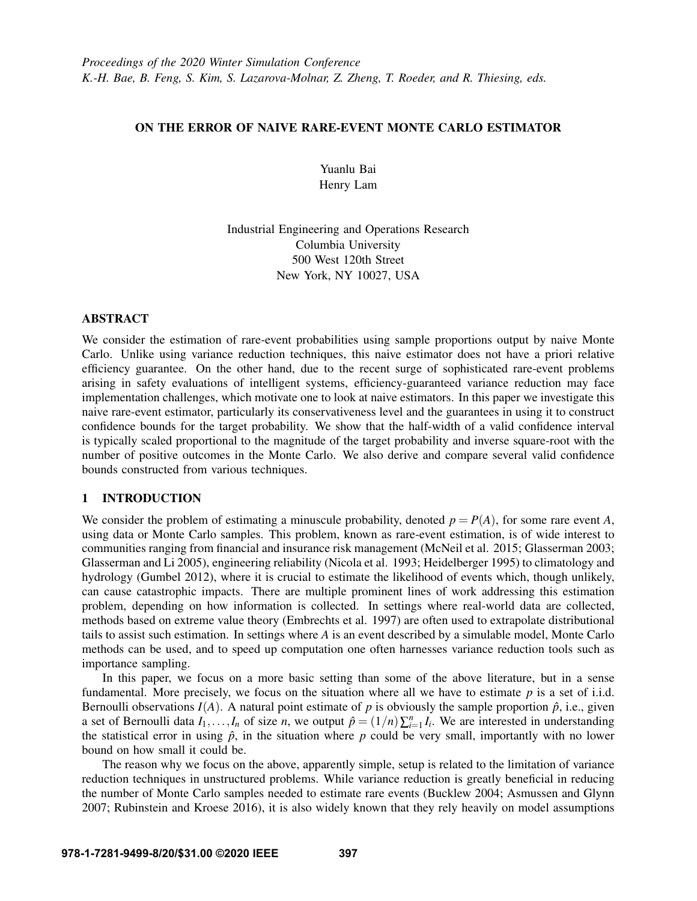# ON THE ERROR OF NAIVE RARE-EVENT MONTE CARLO ESTIMATOR

Yuanlu Bai
Henry Lam

Industrial Engineering and Operations Research
Columbia University
500 West 120th Street
New York, NY 10027, USA

## ABSTRACT

We consider the estimation of rare-event probabilities using sample proportions output by naive Monte Carlo. Unlike using variance reduction techniques, this naive estimator does not have a priori relative efficiency guarantee. On the other hand, due to the recent surge of sophisticated rare-event problems arising in safety evaluations of intelligent systems, efficiency-guaranteed variance reduction may face implementation challenges, which motivate one to look at naive estimators. In this paper we investigate this naive rare-event estimator, particularly its conservativeness level and the guarantees in using it to construct confidence bounds for the target probability. We show that the half-width of a valid confidence interval is typically scaled proportional to the magnitude of the target probability and inverse square-root with the number of positive outcomes in the Monte Carlo. We also derive and compare several valid confidence bounds constructed from various techniques.

## 1 INTRODUCTION

We consider the problem of estimating a minuscule probability, denoted $p = P(A)$, for some rare event $A$, using data or Monte Carlo samples. This problem, known as rare-event estimation, is of wide interest to communities ranging from financial and insurance risk management (McNeil et al. 2015; Glasserman 2003; Glasserman and Li 2005), engineering reliability (Nicola et al. 1993; Heidelberger 1995) to climatology and hydrology (Gumbel 2012), where it is crucial to estimate the likelihood of events which, though unlikely, can cause catastrophic impacts. There are multiple prominent lines of work addressing this estimation problem, depending on how information is collected. In settings where real-world data are collected, methods based on extreme value theory (Embrechts et al. 1997) are often used to extrapolate distributional tails to assist such estimation. In settings where $A$ is an event described by a simulable model, Monte Carlo methods can be used, and to speed up computation one often harnesses variance reduction tools such as importance sampling.

In this paper, we focus on a more basic setting than some of the above literature, but in a sense fundamental. More precisely, we focus on the situation where all we have to estimate $p$ is a set of i.i.d. Bernoulli observations $I(A)$. A natural point estimate of $p$ is obviously the sample proportion $\hat{p}$, i.e., given a set of Bernoulli data $I_1, \ldots, I_n$ of size $n$, we output $\hat{p} = (1/n)\sum_{i=1}^{n} I_i$. We are interested in understanding the statistical error in using $\hat{p}$, in the situation where $p$ could be very small, importantly with no lower bound on how small it could be.

The reason why we focus on the above, apparently simple, setup is related to the limitation of variance reduction techniques in unstructured problems. While variance reduction is greatly beneficial in reducing the number of Monte Carlo samples needed to estimate rare events (Bucklew 2004; Asmussen and Glynn 2007; Rubinstein and Kroese 2016), it is also widely known that they rely heavily on model assumptions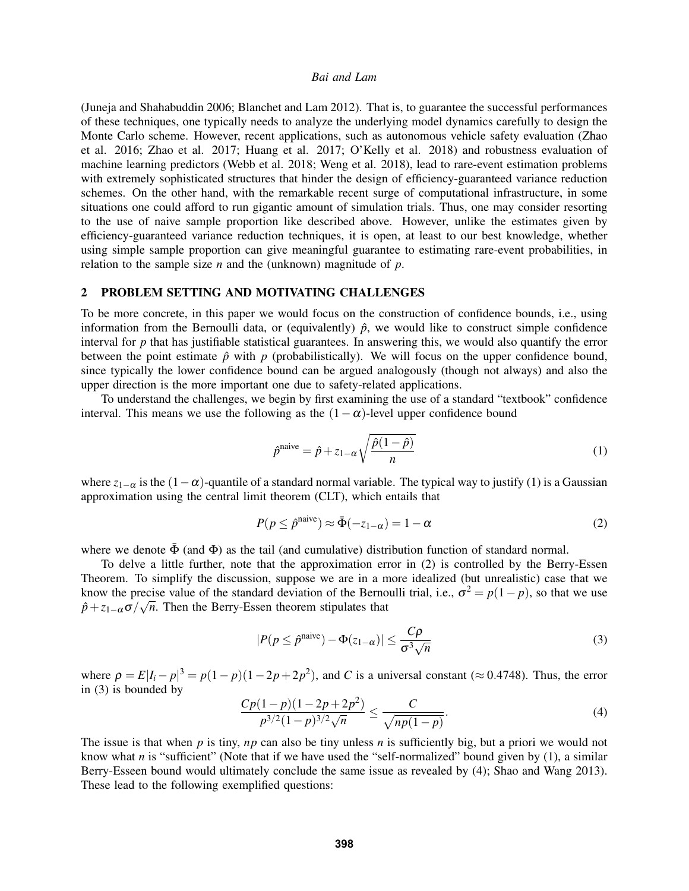(Juneja and Shahabuddin 2006; Blanchet and Lam 2012). That is, to guarantee the successful performances of these techniques, one typically needs to analyze the underlying model dynamics carefully to design the Monte Carlo scheme. However, recent applications, such as autonomous vehicle safety evaluation (Zhao et al. 2016; Zhao et al. 2017; Huang et al. 2017; O'Kelly et al. 2018) and robustness evaluation of machine learning predictors (Webb et al. 2018; Weng et al. 2018), lead to rare-event estimation problems with extremely sophisticated structures that hinder the design of efficiency-guaranteed variance reduction schemes. On the other hand, with the remarkable recent surge of computational infrastructure, in some situations one could afford to run gigantic amount of simulation trials. Thus, one may consider resorting to the use of naive sample proportion like described above. However, unlike the estimates given by efficiency-guaranteed variance reduction techniques, it is open, at least to our best knowledge, whether using simple sample proportion can give meaningful guarantee to estimating rare-event probabilities, in relation to the sample size $n$ and the (unknown) magnitude of $p$.

## 2 PROBLEM SETTING AND MOTIVATING CHALLENGES

To be more concrete, in this paper we would focus on the construction of confidence bounds, i.e., using information from the Bernoulli data, or (equivalently) $\hat{p}$, we would like to construct simple confidence interval for $p$ that has justifiable statistical guarantees. In answering this, we would also quantify the error between the point estimate $\hat{p}$ with $p$ (probabilistically). We will focus on the upper confidence bound, since typically the lower confidence bound can be argued analogously (though not always) and also the upper direction is the more important one due to safety-related applications.

To understand the challenges, we begin by first examining the use of a standard "textbook" confidence interval. This means we use the following as the $(1-\alpha)$-level upper confidence bound

$$\hat{p}^{\text{naive}} = \hat{p} + z_{1-\alpha}\sqrt{\frac{\hat{p}(1-\hat{p})}{n}} \tag{1}$$

where $z_{1-\alpha}$ is the $(1-\alpha)$-quantile of a standard normal variable. The typical way to justify (1) is a Gaussian approximation using the central limit theorem (CLT), which entails that

$$P(p \le \hat{p}^{\text{naive}}) \approx \bar{\Phi}(-z_{1-\alpha}) = 1-\alpha \tag{2}$$

where we denote $\bar{\Phi}$ (and $\Phi$) as the tail (and cumulative) distribution function of standard normal.

To delve a little further, note that the approximation error in (2) is controlled by the Berry-Essen Theorem. To simplify the discussion, suppose we are in a more idealized (but unrealistic) case that we know the precise value of the standard deviation of the Bernoulli trial, i.e., $\sigma^2 = p(1-p)$, so that we use $\hat{p} + z_{1-\alpha}\sigma/\sqrt{n}$. Then the Berry-Essen theorem stipulates that

$$|P(p \le \hat{p}^{\text{naive}}) - \Phi(z_{1-\alpha})| \le \frac{C\rho}{\sigma^3\sqrt{n}} \tag{3}$$

where $\rho = E|I_i - p|^3 = p(1-p)(1-2p+2p^2)$, and $C$ is a universal constant ($\approx 0.4748$). Thus, the error in (3) is bounded by

$$\frac{Cp(1-p)(1-2p+2p^2)}{p^{3/2}(1-p)^{3/2}\sqrt{n}} \le \frac{C}{\sqrt{np(1-p)}}. \tag{4}$$

The issue is that when $p$ is tiny, $np$ can also be tiny unless $n$ is sufficiently big, but a priori we would not know what $n$ is "sufficient" (Note that if we have used the "self-normalized" bound given by (1), a similar Berry-Esseen bound would ultimately conclude the same issue as revealed by (4); Shao and Wang 2013). These lead to the following exemplified questions: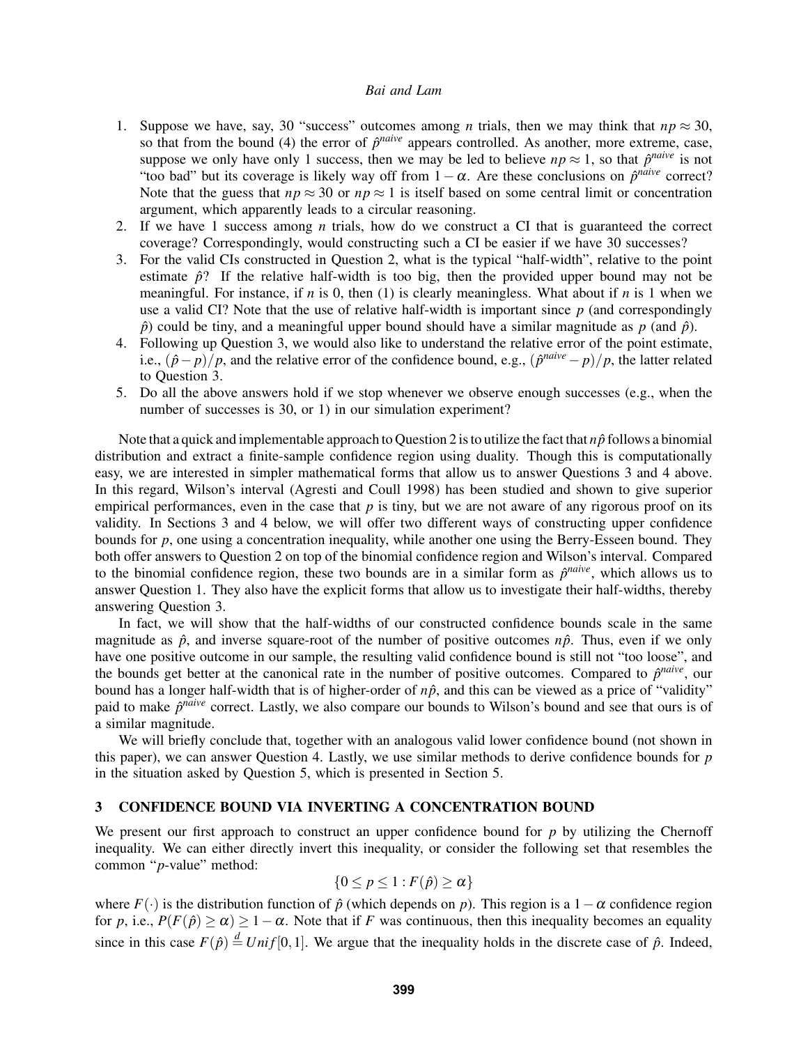1. Suppose we have, say, 30 "success" outcomes among $n$ trials, then we may think that $np \approx 30$, so that from the bound (4) the error of $\hat{p}^{naive}$ appears controlled. As another, more extreme, case, suppose we only have only 1 success, then we may be led to believe $np \approx 1$, so that $\hat{p}^{naive}$ is not "too bad" but its coverage is likely way off from $1-\alpha$. Are these conclusions on $\hat{p}^{naive}$ correct? Note that the guess that $np \approx 30$ or $np \approx 1$ is itself based on some central limit or concentration argument, which apparently leads to a circular reasoning.
2. If we have 1 success among $n$ trials, how do we construct a CI that is guaranteed the correct coverage? Correspondingly, would constructing such a CI be easier if we have 30 successes?
3. For the valid CIs constructed in Question 2, what is the typical "half-width", relative to the point estimate $\hat{p}$? If the relative half-width is too big, then the provided upper bound may not be meaningful. For instance, if $n$ is 0, then (1) is clearly meaningless. What about if $n$ is 1 when we use a valid CI? Note that the use of relative half-width is important since $p$ (and correspondingly $\hat{p}$) could be tiny, and a meaningful upper bound should have a similar magnitude as $p$ (and $\hat{p}$).
4. Following up Question 3, we would also like to understand the relative error of the point estimate, i.e., $(\hat{p}-p)/p$, and the relative error of the confidence bound, e.g., $(\hat{p}^{naive}-p)/p$, the latter related to Question 3.
5. Do all the above answers hold if we stop whenever we observe enough successes (e.g., when the number of successes is 30, or 1) in our simulation experiment?

Note that a quick and implementable approach to Question 2 is to utilize the fact that $n\hat{p}$ follows a binomial distribution and extract a finite-sample confidence region using duality. Though this is computationally easy, we are interested in simpler mathematical forms that allow us to answer Questions 3 and 4 above. In this regard, Wilson's interval (Agresti and Coull 1998) has been studied and shown to give superior empirical performances, even in the case that $p$ is tiny, but we are not aware of any rigorous proof on its validity. In Sections 3 and 4 below, we will offer two different ways of constructing upper confidence bounds for $p$, one using a concentration inequality, while another one using the Berry-Esseen bound. They both offer answers to Question 2 on top of the binomial confidence region and Wilson's interval. Compared to the binomial confidence region, these two bounds are in a similar form as $\hat{p}^{naive}$, which allows us to answer Question 1. They also have the explicit forms that allow us to investigate their half-widths, thereby answering Question 3.

In fact, we will show that the half-widths of our constructed confidence bounds scale in the same magnitude as $\hat{p}$, and inverse square-root of the number of positive outcomes $n\hat{p}$. Thus, even if we only have one positive outcome in our sample, the resulting valid confidence bound is still not "too loose", and the bounds get better at the canonical rate in the number of positive outcomes. Compared to $\hat{p}^{naive}$, our bound has a longer half-width that is of higher-order of $n\hat{p}$, and this can be viewed as a price of "validity" paid to make $\hat{p}^{naive}$ correct. Lastly, we also compare our bounds to Wilson's bound and see that ours is of a similar magnitude.

We will briefly conclude that, together with an analogous valid lower confidence bound (not shown in this paper), we can answer Question 4. Lastly, we use similar methods to derive confidence bounds for $p$ in the situation asked by Question 5, which is presented in Section 5.

## 3 CONFIDENCE BOUND VIA INVERTING A CONCENTRATION BOUND

We present our first approach to construct an upper confidence bound for $p$ by utilizing the Chernoff inequality. We can either directly invert this inequality, or consider the following set that resembles the common "$p$-value" method:

$$\{0 \le p \le 1 : F(\hat{p}) \ge \alpha\}$$

where $F(\cdot)$ is the distribution function of $\hat{p}$ (which depends on $p$). This region is a $1-\alpha$ confidence region for $p$, i.e., $P(F(\hat{p}) \ge \alpha) \ge 1-\alpha$. Note that if $F$ was continuous, then this inequality becomes an equality since in this case $F(\hat{p}) \overset{d}{=} Unif[0,1]$. We argue that the inequality holds in the discrete case of $\hat{p}$. Indeed,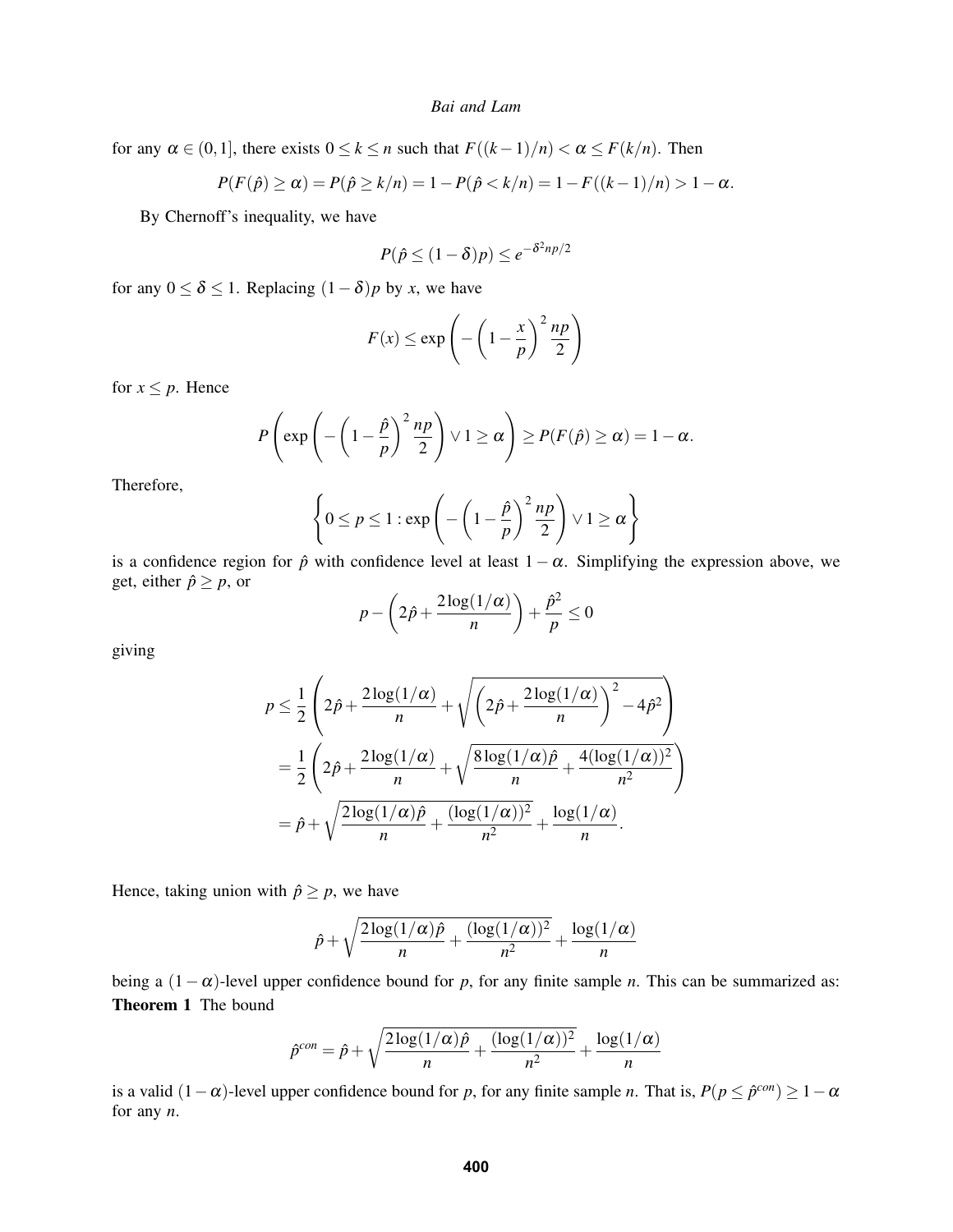for any $\alpha \in (0,1]$, there exists $0 \leq k \leq n$ such that $F((k-1)/n) < \alpha \leq F(k/n)$. Then

$$P(F(\hat{p}) \geq \alpha) = P(\hat{p} \geq k/n) = 1 - P(\hat{p} < k/n) = 1 - F((k-1)/n) > 1 - \alpha.$$

By Chernoff's inequality, we have

$$P(\hat{p} \leq (1-\delta)p) \leq e^{-\delta^2 np/2}$$

for any $0 \leq \delta \leq 1$. Replacing $(1-\delta)p$ by $x$, we have

$$F(x) \leq \exp\left(-\left(1 - \frac{x}{p}\right)^2 \frac{np}{2}\right)$$

for $x \leq p$. Hence

$$P\left(\exp\left(-\left(1 - \frac{\hat{p}}{p}\right)^2 \frac{np}{2}\right) \vee 1 \geq \alpha\right) \geq P(F(\hat{p}) \geq \alpha) = 1 - \alpha.$$

Therefore,

$$\left\{0 \leq p \leq 1 : \exp\left(-\left(1 - \frac{\hat{p}}{p}\right)^2 \frac{np}{2}\right) \vee 1 \geq \alpha\right\}$$

is a confidence region for $\hat{p}$ with confidence level at least $1-\alpha$. Simplifying the expression above, we get, either $\hat{p} \geq p$, or

$$p - \left(2\hat{p} + \frac{2\log(1/\alpha)}{n}\right) + \frac{\hat{p}^2}{p} \leq 0$$

giving

$$\begin{aligned}
p &\leq \frac{1}{2}\left(2\hat{p} + \frac{2\log(1/\alpha)}{n} + \sqrt{\left(2\hat{p} + \frac{2\log(1/\alpha)}{n}\right)^2 - 4\hat{p}^2}\right) \\
&= \frac{1}{2}\left(2\hat{p} + \frac{2\log(1/\alpha)}{n} + \sqrt{\frac{8\log(1/\alpha)\hat{p}}{n} + \frac{4(\log(1/\alpha))^2}{n^2}}\right) \\
&= \hat{p} + \sqrt{\frac{2\log(1/\alpha)\hat{p}}{n} + \frac{(\log(1/\alpha))^2}{n^2}} + \frac{\log(1/\alpha)}{n}.
\end{aligned}$$

Hence, taking union with $\hat{p} \geq p$, we have

$$\hat{p} + \sqrt{\frac{2\log(1/\alpha)\hat{p}}{n} + \frac{(\log(1/\alpha))^2}{n^2}} + \frac{\log(1/\alpha)}{n}$$

being a $(1-\alpha)$-level upper confidence bound for $p$, for any finite sample $n$. This can be summarized as:

**Theorem 1** The bound

$$\hat{p}^{con} = \hat{p} + \sqrt{\frac{2\log(1/\alpha)\hat{p}}{n} + \frac{(\log(1/\alpha))^2}{n^2}} + \frac{\log(1/\alpha)}{n}$$

is a valid $(1-\alpha)$-level upper confidence bound for $p$, for any finite sample $n$. That is, $P(p \leq \hat{p}^{con}) \geq 1-\alpha$ for any $n$.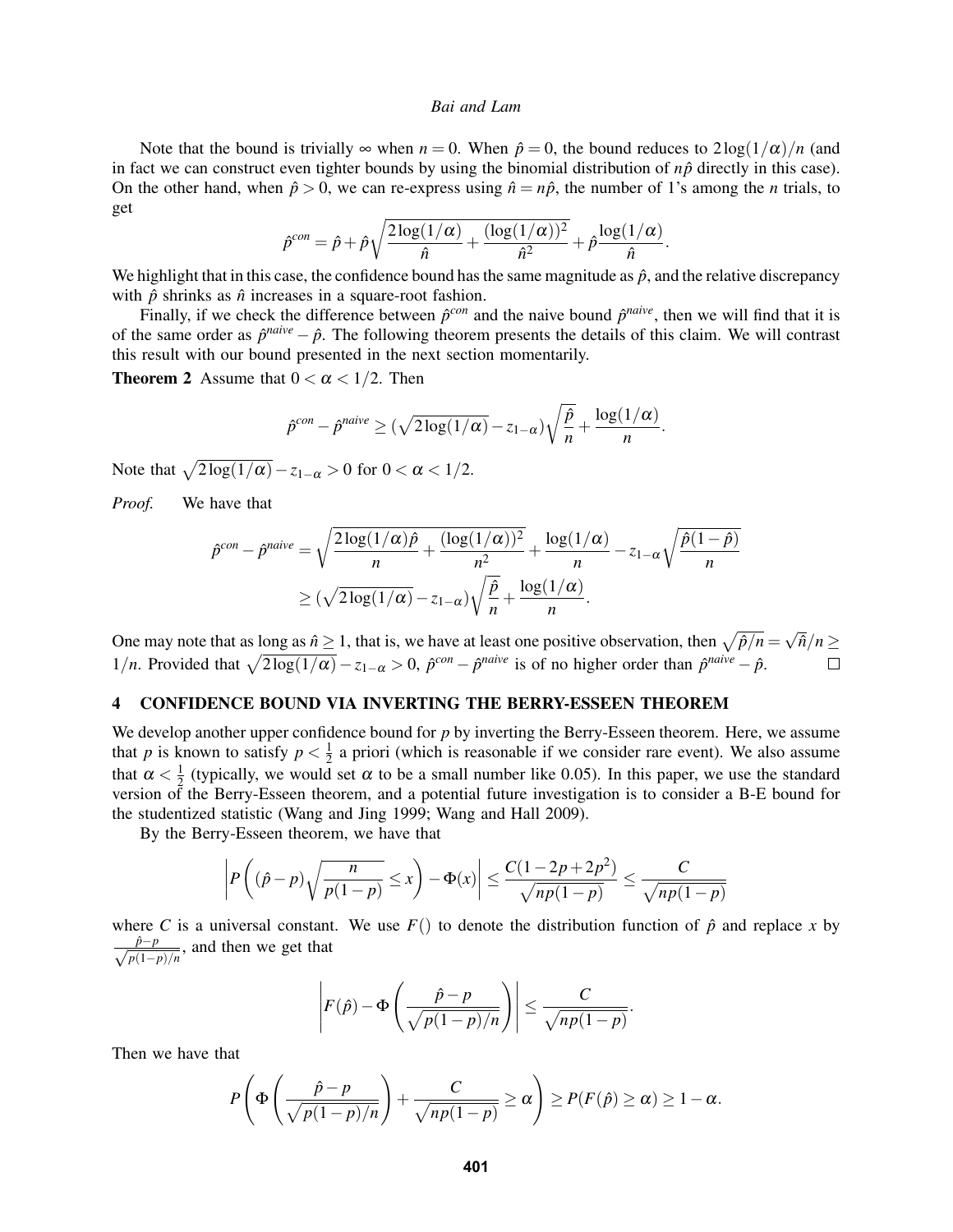Note that the bound is trivially $\infty$ when $n = 0$. When $\hat{p} = 0$, the bound reduces to $2\log(1/\alpha)/n$ (and in fact we can construct even tighter bounds by using the binomial distribution of $n\hat{p}$ directly in this case). On the other hand, when $\hat{p} > 0$, we can re-express using $\hat{n} = n\hat{p}$, the number of 1's among the $n$ trials, to get

$$\hat{p}^{con} = \hat{p} + \hat{p}\sqrt{\frac{2\log(1/\alpha)}{\hat{n}} + \frac{(\log(1/\alpha))^2}{\hat{n}^2}} + \hat{p}\frac{\log(1/\alpha)}{\hat{n}}.$$

We highlight that in this case, the confidence bound has the same magnitude as $\hat{p}$, and the relative discrepancy with $\hat{p}$ shrinks as $\hat{n}$ increases in a square-root fashion.

Finally, if we check the difference between $\hat{p}^{con}$ and the naive bound $\hat{p}^{naive}$, then we will find that it is of the same order as $\hat{p}^{naive} - \hat{p}$. The following theorem presents the details of this claim. We will contrast this result with our bound presented in the next section momentarily.

**Theorem 2** Assume that $0 < \alpha < 1/2$. Then

$$\hat{p}^{con} - \hat{p}^{naive} \geq (\sqrt{2\log(1/\alpha)} - z_{1-\alpha})\sqrt{\frac{\hat{p}}{n}} + \frac{\log(1/\alpha)}{n}.$$

Note that $\sqrt{2\log(1/\alpha)} - z_{1-\alpha} > 0$ for $0 < \alpha < 1/2$.

*Proof.* We have that

$$\begin{aligned}
\hat{p}^{con} - \hat{p}^{naive} &= \sqrt{\frac{2\log(1/\alpha)\hat{p}}{n} + \frac{(\log(1/\alpha))^2}{n^2}} + \frac{\log(1/\alpha)}{n} - z_{1-\alpha}\sqrt{\frac{\hat{p}(1-\hat{p})}{n}} \\
&\geq (\sqrt{2\log(1/\alpha)} - z_{1-\alpha})\sqrt{\frac{\hat{p}}{n}} + \frac{\log(1/\alpha)}{n}.
\end{aligned}$$

One may note that as long as $\hat{n} \geq 1$, that is, we have at least one positive observation, then $\sqrt{\hat{p}/n} = \sqrt{\hat{n}}/n \geq 1/n$. Provided that $\sqrt{2\log(1/\alpha)} - z_{1-\alpha} > 0$, $\hat{p}^{con} - \hat{p}^{naive}$ is of no higher order than $\hat{p}^{naive} - \hat{p}$. □

## 4 CONFIDENCE BOUND VIA INVERTING THE BERRY-ESSEEN THEOREM

We develop another upper confidence bound for $p$ by inverting the Berry-Esseen theorem. Here, we assume that $p$ is known to satisfy $p < \frac{1}{2}$ a priori (which is reasonable if we consider rare event). We also assume that $\alpha < \frac{1}{2}$ (typically, we would set $\alpha$ to be a small number like 0.05). In this paper, we use the standard version of the Berry-Esseen theorem, and a potential future investigation is to consider a B-E bound for the studentized statistic (Wang and Jing 1999; Wang and Hall 2009).

By the Berry-Esseen theorem, we have that

$$\left| P\left((\hat{p} - p)\sqrt{\frac{n}{p(1-p)}} \leq x\right) - \Phi(x) \right| \leq \frac{C(1 - 2p + 2p^2)}{\sqrt{np(1-p)}} \leq \frac{C}{\sqrt{np(1-p)}}$$

where $C$ is a universal constant. We use $F()$ to denote the distribution function of $\hat{p}$ and replace $x$ by $\frac{\hat{p}-p}{\sqrt{p(1-p)/n}}$, and then we get that

$$\left| F(\hat{p}) - \Phi\left(\frac{\hat{p} - p}{\sqrt{p(1-p)/n}}\right) \right| \leq \frac{C}{\sqrt{np(1-p)}}.$$

Then we have that

$$P\left(\Phi\left(\frac{\hat{p} - p}{\sqrt{p(1-p)/n}}\right) + \frac{C}{\sqrt{np(1-p)}} \geq \alpha\right) \geq P(F(\hat{p}) \geq \alpha) \geq 1 - \alpha.$$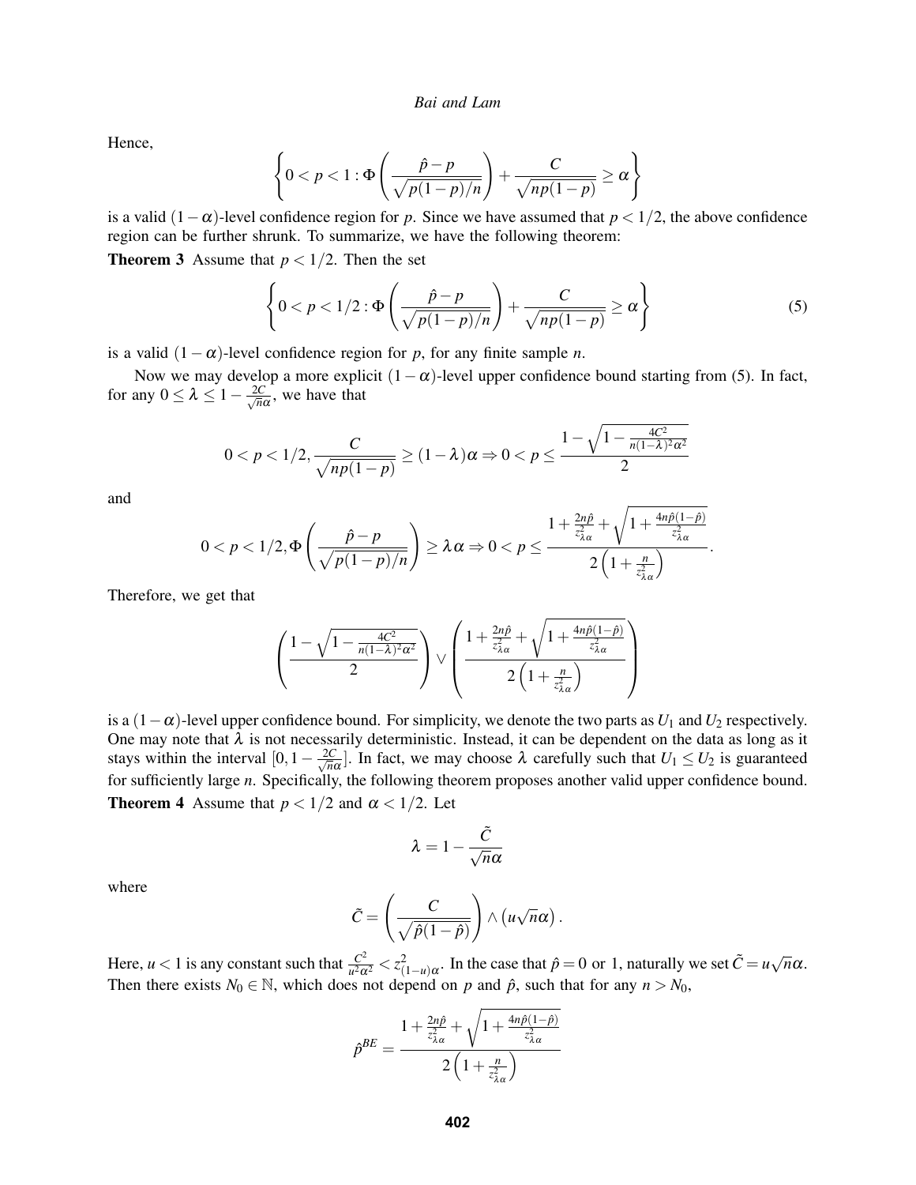Hence,

$$\left\{0 < p < 1 : \Phi\left(\frac{\hat{p}-p}{\sqrt{p(1-p)/n}}\right) + \frac{C}{\sqrt{np(1-p)}} \geq \alpha\right\}$$

is a valid $(1-\alpha)$-level confidence region for $p$. Since we have assumed that $p < 1/2$, the above confidence region can be further shrunk. To summarize, we have the following theorem:

**Theorem 3** Assume that $p < 1/2$. Then the set

$$\left\{0 < p < 1/2 : \Phi\left(\frac{\hat{p}-p}{\sqrt{p(1-p)/n}}\right) + \frac{C}{\sqrt{np(1-p)}} \geq \alpha\right\} \tag{5}$$

is a valid $(1-\alpha)$-level confidence region for $p$, for any finite sample $n$.

Now we may develop a more explicit $(1-\alpha)$-level upper confidence bound starting from (5). In fact, for any $0 \leq \lambda \leq 1 - \frac{2C}{\sqrt{n}\alpha}$, we have that

$$0 < p < 1/2, \frac{C}{\sqrt{np(1-p)}} \geq (1-\lambda)\alpha \Rightarrow 0 < p \leq \frac{1 - \sqrt{1 - \frac{4C^2}{n(1-\lambda)^2\alpha^2}}}{2}$$

and

$$0 < p < 1/2, \Phi\left(\frac{\hat{p}-p}{\sqrt{p(1-p)/n}}\right) \geq \lambda\alpha \Rightarrow 0 < p \leq \frac{1 + \frac{2n\hat{p}}{z_{\lambda\alpha}^2} + \sqrt{1 + \frac{4n\hat{p}(1-\hat{p})}{z_{\lambda\alpha}^2}}}{2\left(1 + \frac{n}{z_{\lambda\alpha}^2}\right)}.$$

Therefore, we get that

$$\left(\frac{1 - \sqrt{1 - \frac{4C^2}{n(1-\lambda)^2\alpha^2}}}{2}\right) \vee \left(\frac{1 + \frac{2n\hat{p}}{z_{\lambda\alpha}^2} + \sqrt{1 + \frac{4n\hat{p}(1-\hat{p})}{z_{\lambda\alpha}^2}}}{2\left(1 + \frac{n}{z_{\lambda\alpha}^2}\right)}\right)$$

is a $(1-\alpha)$-level upper confidence bound. For simplicity, we denote the two parts as $U_1$ and $U_2$ respectively. One may note that $\lambda$ is not necessarily deterministic. Instead, it can be dependent on the data as long as it stays within the interval $[0, 1 - \frac{2C}{\sqrt{n}\alpha}]$. In fact, we may choose $\lambda$ carefully such that $U_1 \leq U_2$ is guaranteed for sufficiently large $n$. Specifically, the following theorem proposes another valid upper confidence bound.

**Theorem 4** Assume that $p < 1/2$ and $\alpha < 1/2$. Let

$$\lambda = 1 - \frac{\tilde{C}}{\sqrt{n}\alpha}$$

where

$$\tilde{C} = \left(\frac{C}{\sqrt{\hat{p}(1-\hat{p})}}\right) \wedge \left(u\sqrt{n}\alpha\right).$$

Here, $u < 1$ is any constant such that $\frac{C^2}{u^2\alpha^2} < z_{(1-u)\alpha}^2$. In the case that $\hat{p} = 0$ or $1$, naturally we set $\tilde{C} = u\sqrt{n}\alpha$. Then there exists $N_0 \in \mathbb{N}$, which does not depend on $p$ and $\hat{p}$, such that for any $n > N_0$,

$$\hat{p}^{BE} = \frac{1 + \frac{2n\hat{p}}{z_{\lambda\alpha}^2} + \sqrt{1 + \frac{4n\hat{p}(1-\hat{p})}{z_{\lambda\alpha}^2}}}{2\left(1 + \frac{n}{z_{\lambda\alpha}^2}\right)}$$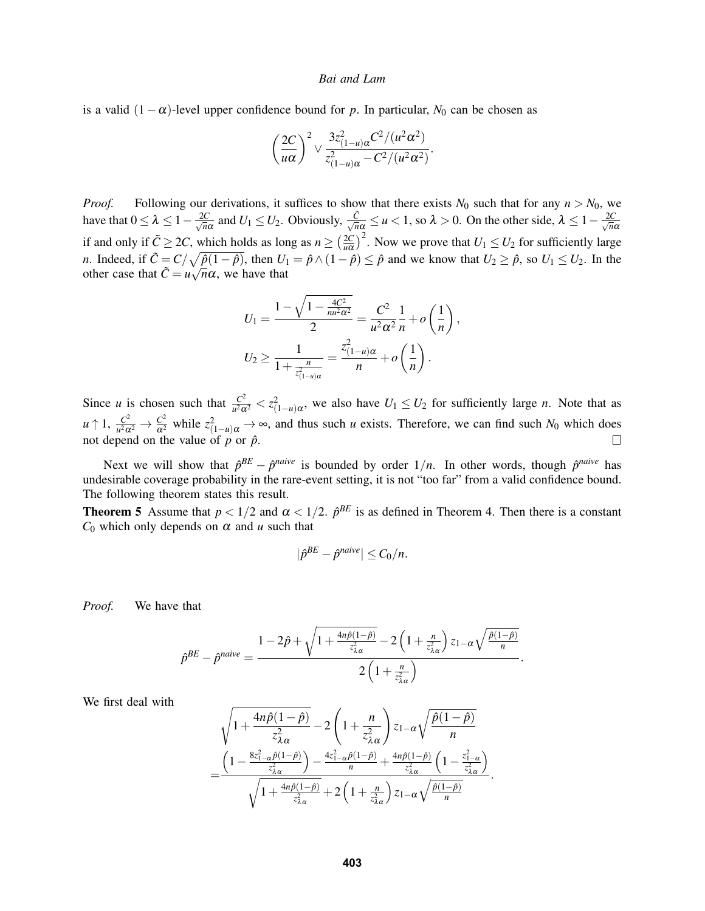is a valid $(1-\alpha)$-level upper confidence bound for $p$. In particular, $N_0$ can be chosen as

$$\left(\frac{2C}{u\alpha}\right)^2 \vee \frac{3z^2_{(1-u)\alpha}C^2/(u^2\alpha^2)}{z^2_{(1-u)\alpha} - C^2/(u^2\alpha^2)}.$$

*Proof.* Following our derivations, it suffices to show that there exists $N_0$ such that for any $n > N_0$, we have that $0 \leq \lambda \leq 1 - \frac{2C}{\sqrt{n}\alpha}$ and $U_1 \leq U_2$. Obviously, $\frac{\tilde{C}}{\sqrt{n}\alpha} \leq u < 1$, so $\lambda > 0$. On the other side, $\lambda \leq 1 - \frac{2C}{\sqrt{n}\alpha}$ if and only if $\tilde{C} \geq 2C$, which holds as long as $n \geq \left(\frac{2C}{u\alpha}\right)^2$. Now we prove that $U_1 \leq U_2$ for sufficiently large $n$. Indeed, if $\tilde{C} = C/\sqrt{\hat{p}(1-\hat{p})}$, then $U_1 = \hat{p} \wedge (1-\hat{p}) \leq \hat{p}$ and we know that $U_2 \geq \hat{p}$, so $U_1 \leq U_2$. In the other case that $\tilde{C} = u\sqrt{n}\alpha$, we have that

$$U_1 = \frac{1 - \sqrt{1 - \frac{4C^2}{nu^2\alpha^2}}}{2} = \frac{C^2}{u^2\alpha^2}\frac{1}{n} + o\left(\frac{1}{n}\right),$$

$$U_2 \geq \frac{1}{1 + \frac{n}{z^2_{(1-u)\alpha}}} = \frac{z^2_{(1-u)\alpha}}{n} + o\left(\frac{1}{n}\right).$$

Since $u$ is chosen such that $\frac{C^2}{u^2\alpha^2} < z^2_{(1-u)\alpha}$, we also have $U_1 \leq U_2$ for sufficiently large $n$. Note that as $u \uparrow 1$, $\frac{C^2}{u^2\alpha^2} \to \frac{C^2}{\alpha^2}$ while $z^2_{(1-u)\alpha} \to \infty$, and thus such $u$ exists. Therefore, we can find such $N_0$ which does not depend on the value of $p$ or $\hat{p}$. $\square$

Next we will show that $\hat{p}^{BE} - \hat{p}^{naive}$ is bounded by order $1/n$. In other words, though $\hat{p}^{naive}$ has undesirable coverage probability in the rare-event setting, it is not "too far" from a valid confidence bound. The following theorem states this result.

**Theorem 5** Assume that $p < 1/2$ and $\alpha < 1/2$. $\hat{p}^{BE}$ is as defined in Theorem 4. Then there is a constant $C_0$ which only depends on $\alpha$ and $u$ such that

$$|\hat{p}^{BE} - \hat{p}^{naive}| \leq C_0/n.$$

*Proof.* We have that

$$\hat{p}^{BE} - \hat{p}^{naive} = \frac{1 - 2\hat{p} + \sqrt{1 + \frac{4n\hat{p}(1-\hat{p})}{z^2_{\lambda\alpha}}} - 2\left(1 + \frac{n}{z^2_{\lambda\alpha}}\right)z_{1-\alpha}\sqrt{\frac{\hat{p}(1-\hat{p})}{n}}}{2\left(1 + \frac{n}{z^2_{\lambda\alpha}}\right)}.$$

We first deal with

$$\sqrt{1 + \frac{4n\hat{p}(1-\hat{p})}{z^2_{\lambda\alpha}}} - 2\left(1 + \frac{n}{z^2_{\lambda\alpha}}\right)z_{1-\alpha}\sqrt{\frac{\hat{p}(1-\hat{p})}{n}}$$

$$= \frac{\left(1 - \frac{8z^2_{1-\alpha}\hat{p}(1-\hat{p})}{z^2_{\lambda\alpha}}\right) - \frac{4z^2_{1-\alpha}\hat{p}(1-\hat{p})}{n} + \frac{4n\hat{p}(1-\hat{p})}{z^2_{\lambda\alpha}}\left(1 - \frac{z^2_{1-\alpha}}{z^2_{\lambda\alpha}}\right)}{\sqrt{1 + \frac{4n\hat{p}(1-\hat{p})}{z^2_{\lambda\alpha}}} + 2\left(1 + \frac{n}{z^2_{\lambda\alpha}}\right)z_{1-\alpha}\sqrt{\frac{\hat{p}(1-\hat{p})}{n}}}.$$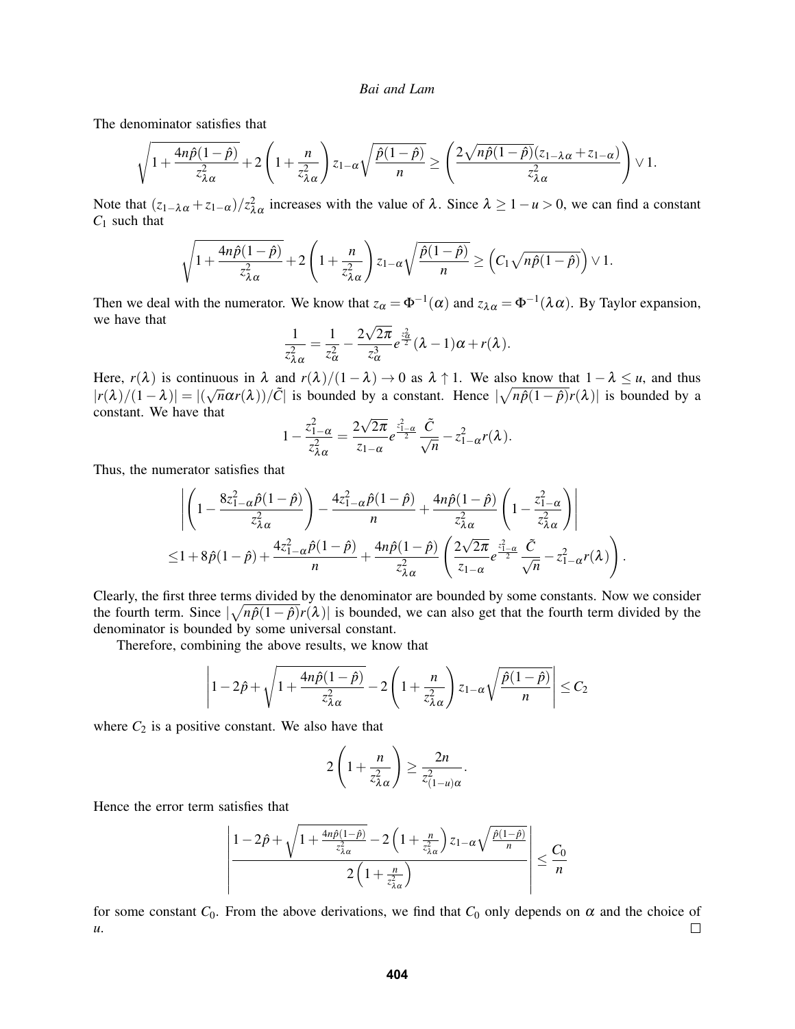The denominator satisfies that

$$\sqrt{1+\frac{4n\hat{p}(1-\hat{p})}{z_{\lambda\alpha}^2}}+2\left(1+\frac{n}{z_{\lambda\alpha}^2}\right)z_{1-\alpha}\sqrt{\frac{\hat{p}(1-\hat{p})}{n}} \geq \left(\frac{2\sqrt{n\hat{p}(1-\hat{p})}(z_{1-\lambda\alpha}+z_{1-\alpha})}{z_{\lambda\alpha}^2}\right)\vee 1.$$

Note that $(z_{1-\lambda\alpha}+z_{1-\alpha})/z_{\lambda\alpha}^2$ increases with the value of $\lambda$. Since $\lambda \geq 1-u > 0$, we can find a constant $C_1$ such that

$$\sqrt{1+\frac{4n\hat{p}(1-\hat{p})}{z_{\lambda\alpha}^2}}+2\left(1+\frac{n}{z_{\lambda\alpha}^2}\right)z_{1-\alpha}\sqrt{\frac{\hat{p}(1-\hat{p})}{n}} \geq \left(C_1\sqrt{n\hat{p}(1-\hat{p})}\right)\vee 1.$$

Then we deal with the numerator. We know that $z_\alpha = \Phi^{-1}(\alpha)$ and $z_{\lambda\alpha} = \Phi^{-1}(\lambda\alpha)$. By Taylor expansion, we have that

$$\frac{1}{z_{\lambda\alpha}^2} = \frac{1}{z_\alpha^2} - \frac{2\sqrt{2\pi}}{z_\alpha^3}e^{\frac{z_\alpha^2}{2}}(\lambda-1)\alpha + r(\lambda).$$

Here, $r(\lambda)$ is continuous in $\lambda$ and $r(\lambda)/(1-\lambda) \to 0$ as $\lambda \uparrow 1$. We also know that $1-\lambda \leq u$, and thus $|r(\lambda)/(1-\lambda)| = |(\sqrt{n}\alpha r(\lambda))/\tilde{C}|$ is bounded by a constant. Hence $|\sqrt{n\hat{p}(1-\hat{p})}r(\lambda)|$ is bounded by a constant. We have that

$$1-\frac{z_{1-\alpha}^2}{z_{\lambda\alpha}^2} = \frac{2\sqrt{2\pi}}{z_{1-\alpha}}e^{\frac{z_{1-\alpha}^2}{2}}\frac{\tilde{C}}{\sqrt{n}} - z_{1-\alpha}^2 r(\lambda).$$

Thus, the numerator satisfies that

$$\begin{aligned}
&\left|\left(1-\frac{8z_{1-\alpha}^2\hat{p}(1-\hat{p})}{z_{\lambda\alpha}^2}\right)-\frac{4z_{1-\alpha}^2\hat{p}(1-\hat{p})}{n}+\frac{4n\hat{p}(1-\hat{p})}{z_{\lambda\alpha}^2}\left(1-\frac{z_{1-\alpha}^2}{z_{\lambda\alpha}^2}\right)\right| \\
\leq\, & 1+8\hat{p}(1-\hat{p})+\frac{4z_{1-\alpha}^2\hat{p}(1-\hat{p})}{n}+\frac{4n\hat{p}(1-\hat{p})}{z_{\lambda\alpha}^2}\left(\frac{2\sqrt{2\pi}}{z_{1-\alpha}}e^{\frac{z_{1-\alpha}^2}{2}}\frac{\tilde{C}}{\sqrt{n}}-z_{1-\alpha}^2 r(\lambda)\right).
\end{aligned}$$

Clearly, the first three terms divided by the denominator are bounded by some constants. Now we consider the fourth term. Since $|\sqrt{n\hat{p}(1-\hat{p})}r(\lambda)|$ is bounded, we can also get that the fourth term divided by the denominator is bounded by some universal constant.

Therefore, combining the above results, we know that

$$\left|1-2\hat{p}+\sqrt{1+\frac{4n\hat{p}(1-\hat{p})}{z_{\lambda\alpha}^2}}-2\left(1+\frac{n}{z_{\lambda\alpha}^2}\right)z_{1-\alpha}\sqrt{\frac{\hat{p}(1-\hat{p})}{n}}\right| \leq C_2$$

where $C_2$ is a positive constant. We also have that

$$2\left(1+\frac{n}{z_{\lambda\alpha}^2}\right) \geq \frac{2n}{z_{(1-u)\alpha}^2}.$$

Hence the error term satisfies that

$$\left|\frac{1-2\hat{p}+\sqrt{1+\frac{4n\hat{p}(1-\hat{p})}{z_{\lambda\alpha}^2}}-2\left(1+\frac{n}{z_{\lambda\alpha}^2}\right)z_{1-\alpha}\sqrt{\frac{\hat{p}(1-\hat{p})}{n}}}{2\left(1+\frac{n}{z_{\lambda\alpha}^2}\right)}\right| \leq \frac{C_0}{n}$$

for some constant $C_0$. From the above derivations, we find that $C_0$ only depends on $\alpha$ and the choice of $u$. $\square$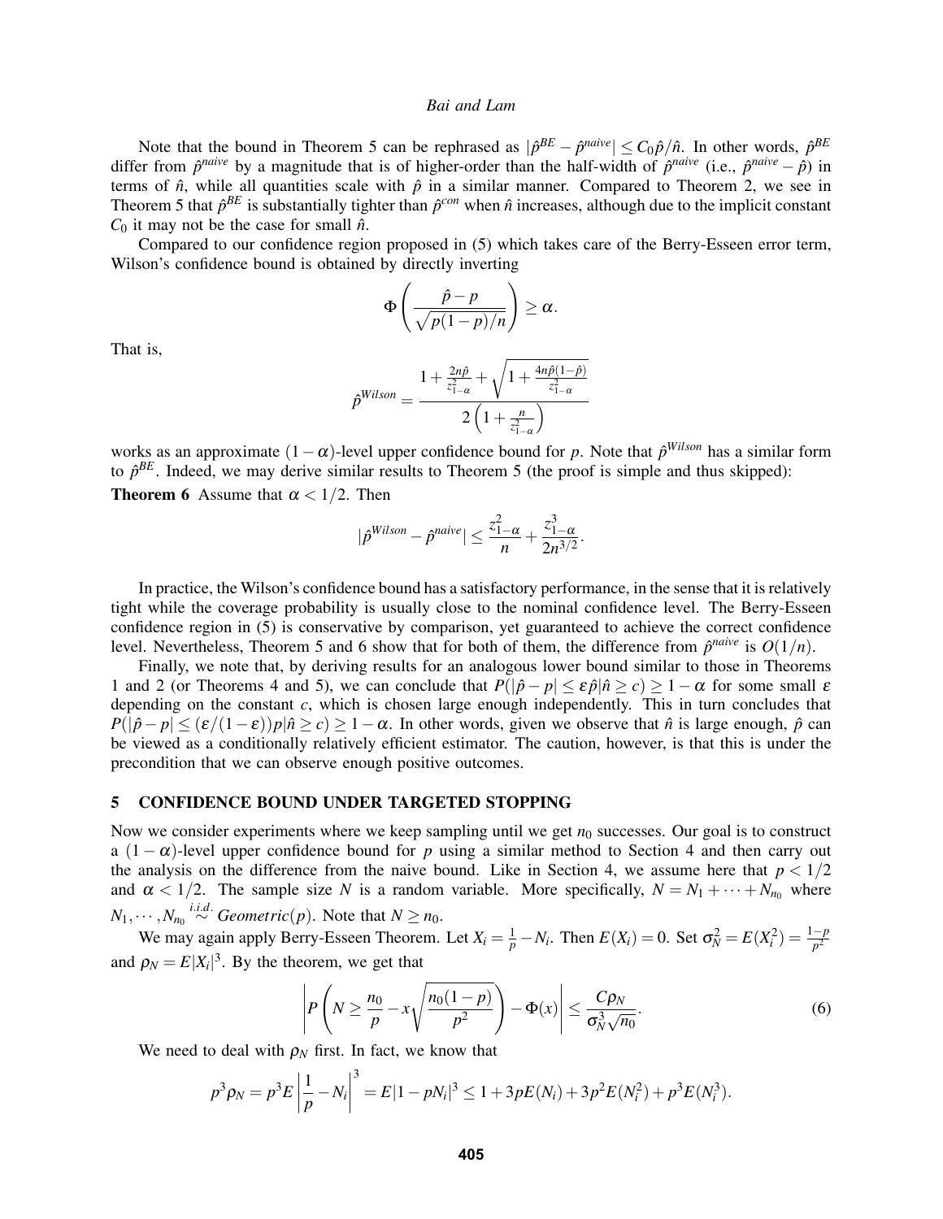Note that the bound in Theorem 5 can be rephrased as $|\hat{p}^{BE} - \hat{p}^{naive}| \leq C_0 \hat{p}/\hat{n}$. In other words, $\hat{p}^{BE}$ differ from $\hat{p}^{naive}$ by a magnitude that is of higher-order than the half-width of $\hat{p}^{naive}$ (i.e., $\hat{p}^{naive} - \hat{p}$) in terms of $\hat{n}$, while all quantities scale with $\hat{p}$ in a similar manner. Compared to Theorem 2, we see in Theorem 5 that $\hat{p}^{BE}$ is substantially tighter than $\hat{p}^{con}$ when $\hat{n}$ increases, although due to the implicit constant $C_0$ it may not be the case for small $\hat{n}$.

Compared to our confidence region proposed in (5) which takes care of the Berry-Esseen error term, Wilson's confidence bound is obtained by directly inverting

$$\Phi\left(\frac{\hat{p} - p}{\sqrt{p(1-p)/n}}\right) \geq \alpha.$$

That is,

$$\hat{p}^{Wilson} = \frac{1 + \frac{2n\hat{p}}{z_{1-\alpha}^2} + \sqrt{1 + \frac{4n\hat{p}(1-\hat{p})}{z_{1-\alpha}^2}}}{2\left(1 + \frac{n}{z_{1-\alpha}^2}\right)}$$

works as an approximate $(1-\alpha)$-level upper confidence bound for $p$. Note that $\hat{p}^{Wilson}$ has a similar form to $\hat{p}^{BE}$. Indeed, we may derive similar results to Theorem 5 (the proof is simple and thus skipped):

**Theorem 6** Assume that $\alpha < 1/2$. Then

$$|\hat{p}^{Wilson} - \hat{p}^{naive}| \leq \frac{z_{1-\alpha}^2}{n} + \frac{z_{1-\alpha}^3}{2n^{3/2}}.$$

In practice, the Wilson's confidence bound has a satisfactory performance, in the sense that it is relatively tight while the coverage probability is usually close to the nominal confidence level. The Berry-Esseen confidence region in (5) is conservative by comparison, yet guaranteed to achieve the correct confidence level. Nevertheless, Theorem 5 and 6 show that for both of them, the difference from $\hat{p}^{naive}$ is $O(1/n)$.

Finally, we note that, by deriving results for an analogous lower bound similar to those in Theorems 1 and 2 (or Theorems 4 and 5), we can conclude that $P(|\hat{p} - p| \leq \varepsilon\hat{p} | \hat{n} \geq c) \geq 1 - \alpha$ for some small $\varepsilon$ depending on the constant $c$, which is chosen large enough independently. This in turn concludes that $P(|\hat{p} - p| \leq (\varepsilon/(1-\varepsilon))p | \hat{n} \geq c) \geq 1 - \alpha$. In other words, given we observe that $\hat{n}$ is large enough, $\hat{p}$ can be viewed as a conditionally relatively efficient estimator. The caution, however, is that this is under the precondition that we can observe enough positive outcomes.

## 5 CONFIDENCE BOUND UNDER TARGETED STOPPING

Now we consider experiments where we keep sampling until we get $n_0$ successes. Our goal is to construct a $(1-\alpha)$-level upper confidence bound for $p$ using a similar method to Section 4 and then carry out the analysis on the difference from the naive bound. Like in Section 4, we assume here that $p < 1/2$ and $\alpha < 1/2$. The sample size $N$ is a random variable. More specifically, $N = N_1 + \cdots + N_{n_0}$ where $N_1, \cdots, N_{n_0} \overset{i.i.d.}{\sim} Geometric(p)$. Note that $N \geq n_0$.

We may again apply Berry-Esseen Theorem. Let $X_i = \frac{1}{p} - N_i$. Then $E(X_i) = 0$. Set $\sigma_N^2 = E(X_i^2) = \frac{1-p}{p^2}$ and $\rho_N = E|X_i|^3$. By the theorem, we get that

$$\left| P\left(N \geq \frac{n_0}{p} - x\sqrt{\frac{n_0(1-p)}{p^2}}\right) - \Phi(x) \right| \leq \frac{C\rho_N}{\sigma_N^3\sqrt{n_0}}. \tag{6}$$

We need to deal with $\rho_N$ first. In fact, we know that

$$p^3\rho_N = p^3 E\left|\frac{1}{p} - N_i\right|^3 = E|1 - pN_i|^3 \leq 1 + 3pE(N_i) + 3p^2E(N_i^2) + p^3E(N_i^3).$$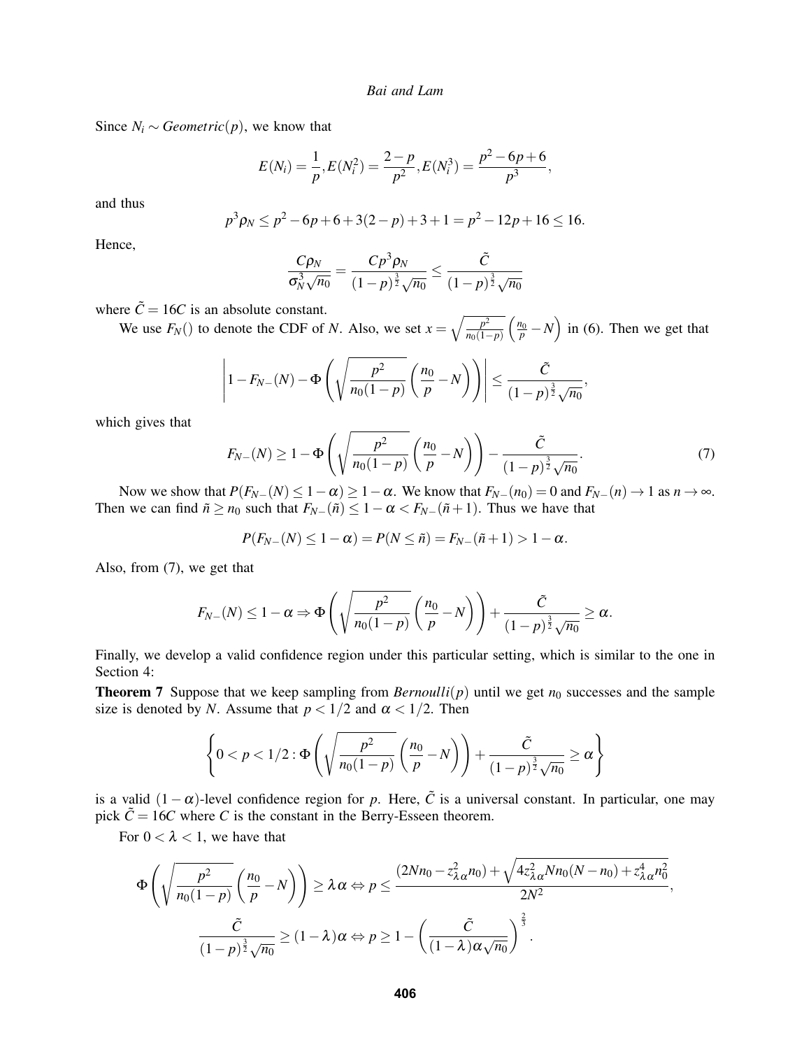Since $N_i \sim \textit{Geometric}(p)$, we know that

$$E(N_i) = \frac{1}{p}, E(N_i^2) = \frac{2-p}{p^2}, E(N_i^3) = \frac{p^2-6p+6}{p^3},$$

and thus

$$p^3\rho_N \leq p^2 - 6p + 6 + 3(2-p) + 3 + 1 = p^2 - 12p + 16 \leq 16.$$

Hence,

$$\frac{C\rho_N}{\sigma_N^3\sqrt{n_0}} = \frac{Cp^3\rho_N}{(1-p)^{\frac{3}{2}}\sqrt{n_0}} \leq \frac{\tilde{C}}{(1-p)^{\frac{3}{2}}\sqrt{n_0}}$$

where $\tilde{C} = 16C$ is an absolute constant.

We use $F_N()$ to denote the CDF of $N$. Also, we set $x = \sqrt{\frac{p^2}{n_0(1-p)}}\left(\frac{n_0}{p} - N\right)$ in (6). Then we get that

$$\left|1 - F_{N-}(N) - \Phi\left(\sqrt{\frac{p^2}{n_0(1-p)}}\left(\frac{n_0}{p} - N\right)\right)\right| \leq \frac{\tilde{C}}{(1-p)^{\frac{3}{2}}\sqrt{n_0}},$$

which gives that

$$F_{N-}(N) \geq 1 - \Phi\left(\sqrt{\frac{p^2}{n_0(1-p)}}\left(\frac{n_0}{p} - N\right)\right) - \frac{\tilde{C}}{(1-p)^{\frac{3}{2}}\sqrt{n_0}}. \tag{7}$$

Now we show that $P(F_{N-}(N) \leq 1-\alpha) \geq 1-\alpha$. We know that $F_{N-}(n_0) = 0$ and $F_{N-}(n) \to 1$ as $n \to \infty$. Then we can find $\tilde{n} \geq n_0$ such that $F_{N-}(\tilde{n}) \leq 1-\alpha < F_{N-}(\tilde{n}+1)$. Thus we have that

$$P(F_{N-}(N) \leq 1-\alpha) = P(N \leq \tilde{n}) = F_{N-}(\tilde{n}+1) > 1-\alpha.$$

Also, from (7), we get that

$$F_{N-}(N) \leq 1-\alpha \Rightarrow \Phi\left(\sqrt{\frac{p^2}{n_0(1-p)}}\left(\frac{n_0}{p} - N\right)\right) + \frac{\tilde{C}}{(1-p)^{\frac{3}{2}}\sqrt{n_0}} \geq \alpha.$$

Finally, we develop a valid confidence region under this particular setting, which is similar to the one in Section 4:

**Theorem 7** Suppose that we keep sampling from *Bernoulli*$(p)$ until we get $n_0$ successes and the sample size is denoted by $N$. Assume that $p < 1/2$ and $\alpha < 1/2$. Then

$$\left\{0 < p < 1/2 : \Phi\left(\sqrt{\frac{p^2}{n_0(1-p)}}\left(\frac{n_0}{p} - N\right)\right) + \frac{\tilde{C}}{(1-p)^{\frac{3}{2}}\sqrt{n_0}} \geq \alpha\right\}$$

is a valid $(1-\alpha)$-level confidence region for $p$. Here, $\tilde{C}$ is a universal constant. In particular, one may pick $\tilde{C} = 16C$ where $C$ is the constant in the Berry-Esseen theorem.

For $0 < \lambda < 1$, we have that

$$\Phi\left(\sqrt{\frac{p^2}{n_0(1-p)}}\left(\frac{n_0}{p} - N\right)\right) \geq \lambda\alpha \Leftrightarrow p \leq \frac{(2Nn_0 - z_{\lambda\alpha}^2 n_0) + \sqrt{4z_{\lambda\alpha}^2 Nn_0(N-n_0) + z_{\lambda\alpha}^4 n_0^2}}{2N^2},$$

$$\frac{\tilde{C}}{(1-p)^{\frac{3}{2}}\sqrt{n_0}} \geq (1-\lambda)\alpha \Leftrightarrow p \geq 1 - \left(\frac{\tilde{C}}{(1-\lambda)\alpha\sqrt{n_0}}\right)^{\frac{2}{3}}.$$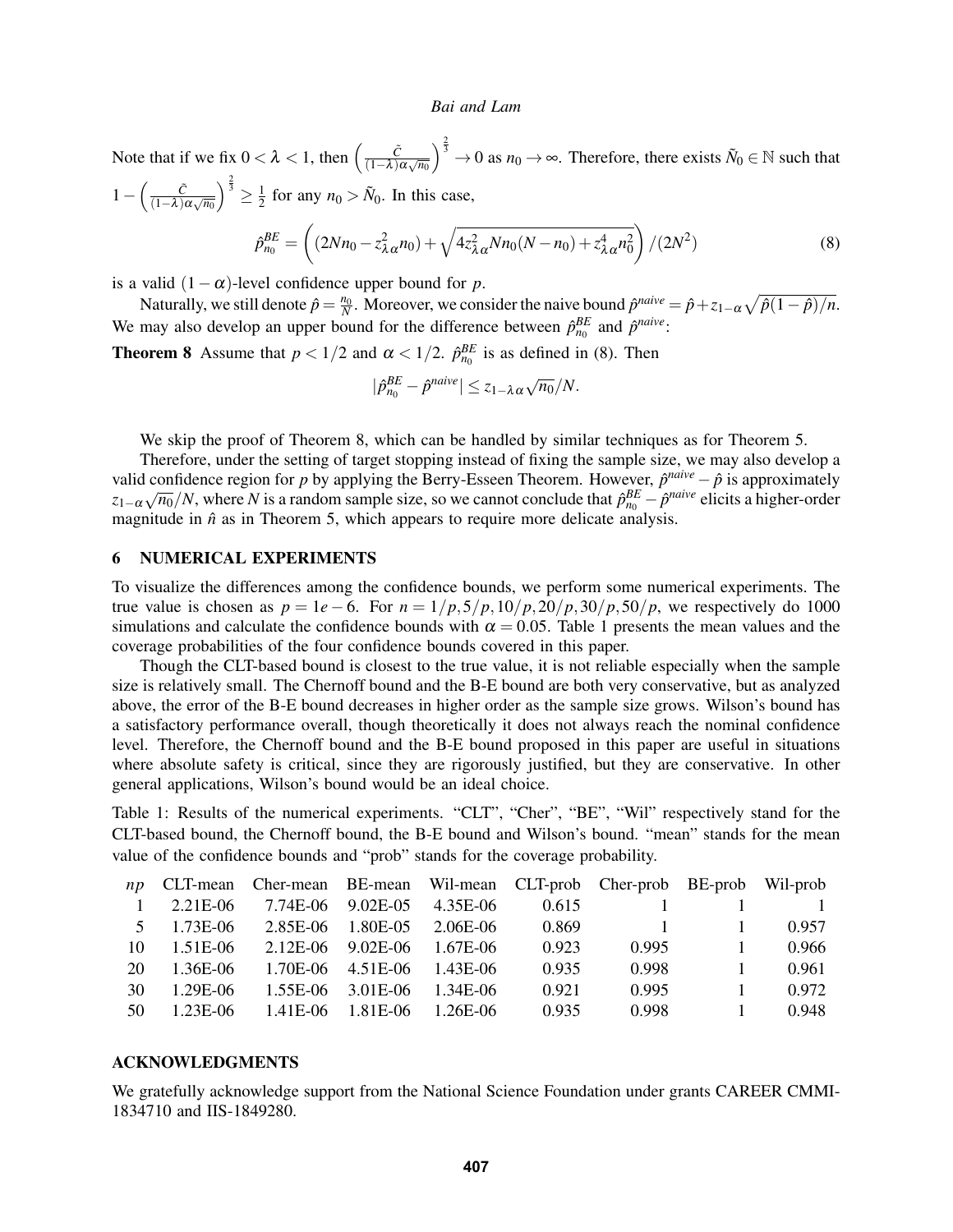Note that if we fix $0 < \lambda < 1$, then $\left(\frac{\tilde{C}}{(1-\lambda)\alpha\sqrt{n_0}}\right)^{\frac{2}{3}} \to 0$ as $n_0 \to \infty$. Therefore, there exists $\tilde{N}_0 \in \mathbb{N}$ such that $1 - \left(\frac{\tilde{C}}{(1-\lambda)\alpha\sqrt{n_0}}\right)^{\frac{2}{3}} \geq \frac{1}{2}$ for any $n_0 > \tilde{N}_0$. In this case,

$$\hat{p}^{BE}_{n_0} = \left((2Nn_0 - z^2_{\lambda\alpha}n_0) + \sqrt{4z^2_{\lambda\alpha}Nn_0(N-n_0) + z^4_{\lambda\alpha}n_0^2}\right)/(2N^2) \tag{8}$$

is a valid $(1-\alpha)$-level confidence upper bound for $p$.

Naturally, we still denote $\hat{p} = \frac{n_0}{N}$. Moreover, we consider the naive bound $\hat{p}^{naive} = \hat{p} + z_{1-\alpha}\sqrt{\hat{p}(1-\hat{p})/n}$. We may also develop an upper bound for the difference between $\hat{p}^{BE}_{n_0}$ and $\hat{p}^{naive}$:

**Theorem 8** Assume that $p < 1/2$ and $\alpha < 1/2$. $\hat{p}^{BE}_{n_0}$ is as defined in (8). Then

$$|\hat{p}^{BE}_{n_0} - \hat{p}^{naive}| \leq z_{1-\lambda\alpha}\sqrt{n_0}/N.$$

We skip the proof of Theorem 8, which can be handled by similar techniques as for Theorem 5.

Therefore, under the setting of target stopping instead of fixing the sample size, we may also develop a valid confidence region for $p$ by applying the Berry-Esseen Theorem. However, $\hat{p}^{naive} - \hat{p}$ is approximately $z_{1-\alpha}\sqrt{n_0}/N$, where $N$ is a random sample size, so we cannot conclude that $\hat{p}^{BE}_{n_0} - \hat{p}^{naive}$ elicits a higher-order magnitude in $\hat{n}$ as in Theorem 5, which appears to require more delicate analysis.

## 6 NUMERICAL EXPERIMENTS

To visualize the differences among the confidence bounds, we perform some numerical experiments. The true value is chosen as $p = 1e-6$. For $n = 1/p, 5/p, 10/p, 20/p, 30/p, 50/p$, we respectively do 1000 simulations and calculate the confidence bounds with $\alpha = 0.05$. Table 1 presents the mean values and the coverage probabilities of the four confidence bounds covered in this paper.

Though the CLT-based bound is closest to the true value, it is not reliable especially when the sample size is relatively small. The Chernoff bound and the B-E bound are both very conservative, but as analyzed above, the error of the B-E bound decreases in higher order as the sample size grows. Wilson's bound has a satisfactory performance overall, though theoretically it does not always reach the nominal confidence level. Therefore, the Chernoff bound and the B-E bound proposed in this paper are useful in situations where absolute safety is critical, since they are rigorously justified, but they are conservative. In other general applications, Wilson's bound would be an ideal choice.

Table 1: Results of the numerical experiments. "CLT", "Cher", "BE", "Wil" respectively stand for the CLT-based bound, the Chernoff bound, the B-E bound and Wilson's bound. "mean" stands for the mean value of the confidence bounds and "prob" stands for the coverage probability.

| $np$ | CLT-mean | Cher-mean | BE-mean | Wil-mean | CLT-prob | Cher-prob | BE-prob | Wil-prob |
|---|---|---|---|---|---|---|---|---|
| 1 | 2.21E-06 | 7.74E-06 | 9.02E-05 | 4.35E-06 | 0.615 | 1 | 1 | 1 |
| 5 | 1.73E-06 | 2.85E-06 | 1.80E-05 | 2.06E-06 | 0.869 | 1 | 1 | 0.957 |
| 10 | 1.51E-06 | 2.12E-06 | 9.02E-06 | 1.67E-06 | 0.923 | 0.995 | 1 | 0.966 |
| 20 | 1.36E-06 | 1.70E-06 | 4.51E-06 | 1.43E-06 | 0.935 | 0.998 | 1 | 0.961 |
| 30 | 1.29E-06 | 1.55E-06 | 3.01E-06 | 1.34E-06 | 0.921 | 0.995 | 1 | 0.972 |
| 50 | 1.23E-06 | 1.41E-06 | 1.81E-06 | 1.26E-06 | 0.935 | 0.998 | 1 | 0.948 |

## ACKNOWLEDGMENTS

We gratefully acknowledge support from the National Science Foundation under grants CAREER CMMI-1834710 and IIS-1849280.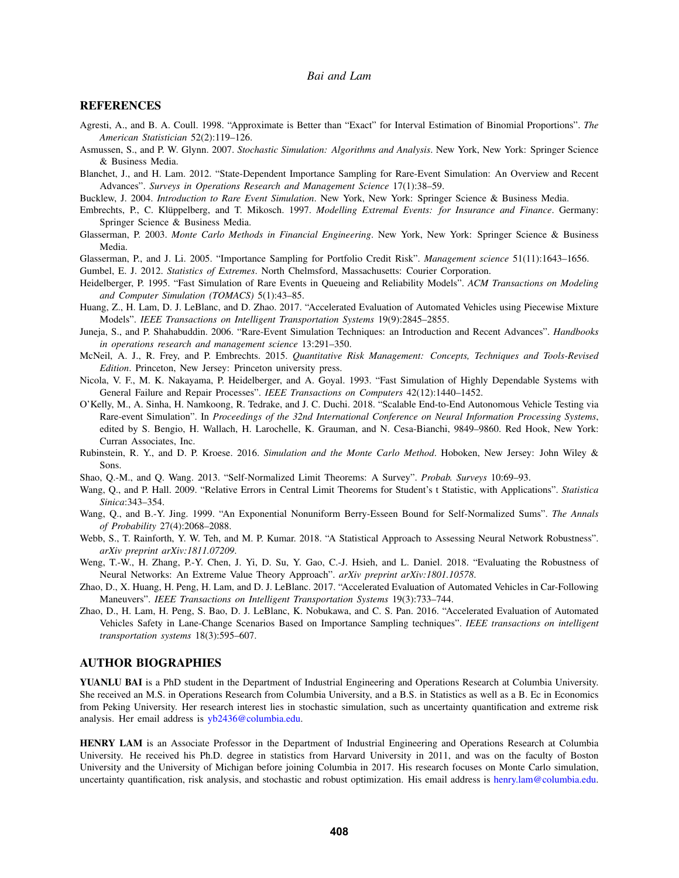## REFERENCES

Agresti, A., and B. A. Coull. 1998. "Approximate is Better than "Exact" for Interval Estimation of Binomial Proportions". *The American Statistician* 52(2):119–126.

Asmussen, S., and P. W. Glynn. 2007. *Stochastic Simulation: Algorithms and Analysis*. New York, New York: Springer Science & Business Media.

Blanchet, J., and H. Lam. 2012. "State-Dependent Importance Sampling for Rare-Event Simulation: An Overview and Recent Advances". *Surveys in Operations Research and Management Science* 17(1):38–59.

Bucklew, J. 2004. *Introduction to Rare Event Simulation*. New York, New York: Springer Science & Business Media.

Embrechts, P., C. Klüppelberg, and T. Mikosch. 1997. *Modelling Extremal Events: for Insurance and Finance*. Germany: Springer Science & Business Media.

Glasserman, P. 2003. *Monte Carlo Methods in Financial Engineering*. New York, New York: Springer Science & Business Media.

Glasserman, P., and J. Li. 2005. "Importance Sampling for Portfolio Credit Risk". *Management science* 51(11):1643–1656.

Gumbel, E. J. 2012. *Statistics of Extremes*. North Chelmsford, Massachusetts: Courier Corporation.

Heidelberger, P. 1995. "Fast Simulation of Rare Events in Queueing and Reliability Models". *ACM Transactions on Modeling and Computer Simulation (TOMACS)* 5(1):43–85.

Huang, Z., H. Lam, D. J. LeBlanc, and D. Zhao. 2017. "Accelerated Evaluation of Automated Vehicles using Piecewise Mixture Models". *IEEE Transactions on Intelligent Transportation Systems* 19(9):2845–2855.

Juneja, S., and P. Shahabuddin. 2006. "Rare-Event Simulation Techniques: an Introduction and Recent Advances". *Handbooks in operations research and management science* 13:291–350.

McNeil, A. J., R. Frey, and P. Embrechts. 2015. *Quantitative Risk Management: Concepts, Techniques and Tools-Revised Edition*. Princeton, New Jersey: Princeton university press.

Nicola, V. F., M. K. Nakayama, P. Heidelberger, and A. Goyal. 1993. "Fast Simulation of Highly Dependable Systems with General Failure and Repair Processes". *IEEE Transactions on Computers* 42(12):1440–1452.

O'Kelly, M., A. Sinha, H. Namkoong, R. Tedrake, and J. C. Duchi. 2018. "Scalable End-to-End Autonomous Vehicle Testing via Rare-event Simulation". In *Proceedings of the 32nd International Conference on Neural Information Processing Systems*, edited by S. Bengio, H. Wallach, H. Larochelle, K. Grauman, and N. Cesa-Bianchi, 9849–9860. Red Hook, New York: Curran Associates, Inc.

Rubinstein, R. Y., and D. P. Kroese. 2016. *Simulation and the Monte Carlo Method*. Hoboken, New Jersey: John Wiley & Sons.

Shao, Q.-M., and Q. Wang. 2013. "Self-Normalized Limit Theorems: A Survey". *Probab. Surveys* 10:69–93.

Wang, Q., and P. Hall. 2009. "Relative Errors in Central Limit Theorems for Student's t Statistic, with Applications". *Statistica Sinica*:343–354.

Wang, Q., and B.-Y. Jing. 1999. "An Exponential Nonuniform Berry-Esseen Bound for Self-Normalized Sums". *The Annals of Probability* 27(4):2068–2088.

Webb, S., T. Rainforth, Y. W. Teh, and M. P. Kumar. 2018. "A Statistical Approach to Assessing Neural Network Robustness". *arXiv preprint arXiv:1811.07209*.

Weng, T.-W., H. Zhang, P.-Y. Chen, J. Yi, D. Su, Y. Gao, C.-J. Hsieh, and L. Daniel. 2018. "Evaluating the Robustness of Neural Networks: An Extreme Value Theory Approach". *arXiv preprint arXiv:1801.10578*.

Zhao, D., X. Huang, H. Peng, H. Lam, and D. J. LeBlanc. 2017. "Accelerated Evaluation of Automated Vehicles in Car-Following Maneuvers". *IEEE Transactions on Intelligent Transportation Systems* 19(3):733–744.

Zhao, D., H. Lam, H. Peng, S. Bao, D. J. LeBlanc, K. Nobukawa, and C. S. Pan. 2016. "Accelerated Evaluation of Automated Vehicles Safety in Lane-Change Scenarios Based on Importance Sampling techniques". *IEEE transactions on intelligent transportation systems* 18(3):595–607.

## AUTHOR BIOGRAPHIES

**YUANLU BAI** is a PhD student in the Department of Industrial Engineering and Operations Research at Columbia University. She received an M.S. in Operations Research from Columbia University, and a B.S. in Statistics as well as a B. Ec in Economics from Peking University. Her research interest lies in stochastic simulation, such as uncertainty quantification and extreme risk analysis. Her email address is yb2436@columbia.edu.

**HENRY LAM** is an Associate Professor in the Department of Industrial Engineering and Operations Research at Columbia University. He received his Ph.D. degree in statistics from Harvard University in 2011, and was on the faculty of Boston University and the University of Michigan before joining Columbia in 2017. His research focuses on Monte Carlo simulation, uncertainty quantification, risk analysis, and stochastic and robust optimization. His email address is henry.lam@columbia.edu.